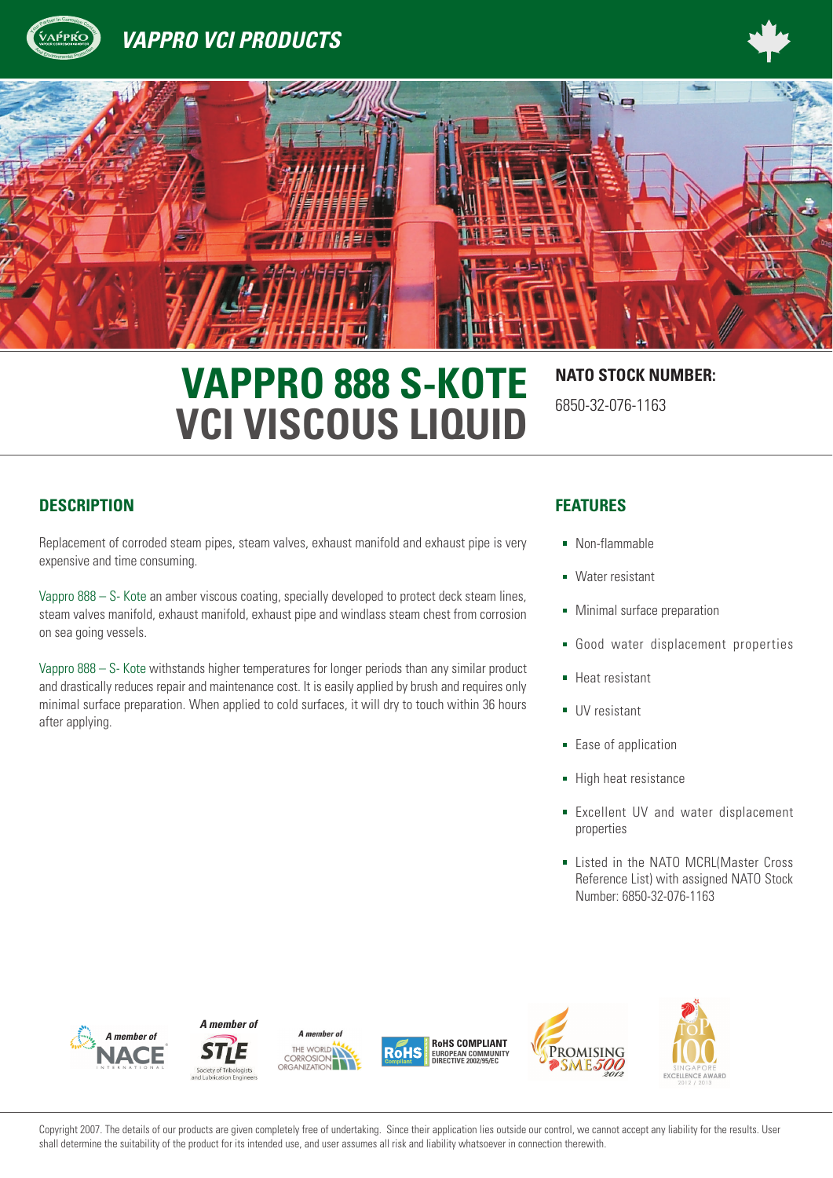# VAPPRO VCI PRODUCTS

# VAPPRO 888 S-KOTE VCI VISCOUS LIQUID

**NATO STOCK NUMBER:**

6850-32-076-1163

## DESCRIPTION

Replacement of corroded steam pipes, steam valves, exhaust manifold and exhaust pipe is very expensive and time consuming.

Vappro 888 – S- Kote an amber viscous coating, specially developed to protect deck steam lines, steam valves manifold, exhaust manifold, exhaust pipe and windlass steam chest from corrosion on sea going vessels.

Vappro 888 – S- Kote withstands higher temperatures for longer periods than any similar product and drastically reduces repair and maintenance cost. It is easily applied by brush and requires only minimal surface preparation. When applied to cold surfaces, it will dry to touch within 36 hours after applying.

## FEATURES

- Non-flammable
- Water resistant
- Minimal surface preparation
- Good water displacement properties
- Heat resistant
- UV resistant
- Ease of application
- High heat resistance
- Excellent UV and water displacement properties
- Listed in the NATO MCRL(Master Cross Reference List) with assigned NATO Stock Number: 6850-32-076-1163

A member of NACE International | A member of STLE Society of Tribologists and Lubrication Engineers | A member of The World Corrosion Organization | RoHS Compliant European Community Directive 2002/95/EC | Promising SME500 2012 | Singapore Top 100 Excellence Award 2012 / 2013

Copyright 2007. The details of our products are given completely free of undertaking. Since their application lies outside our control, we cannot accept any liability for the results. User shall determine the suitability of the product for its intended use, and user assumes all risk and liability whatsoever in connection therewith.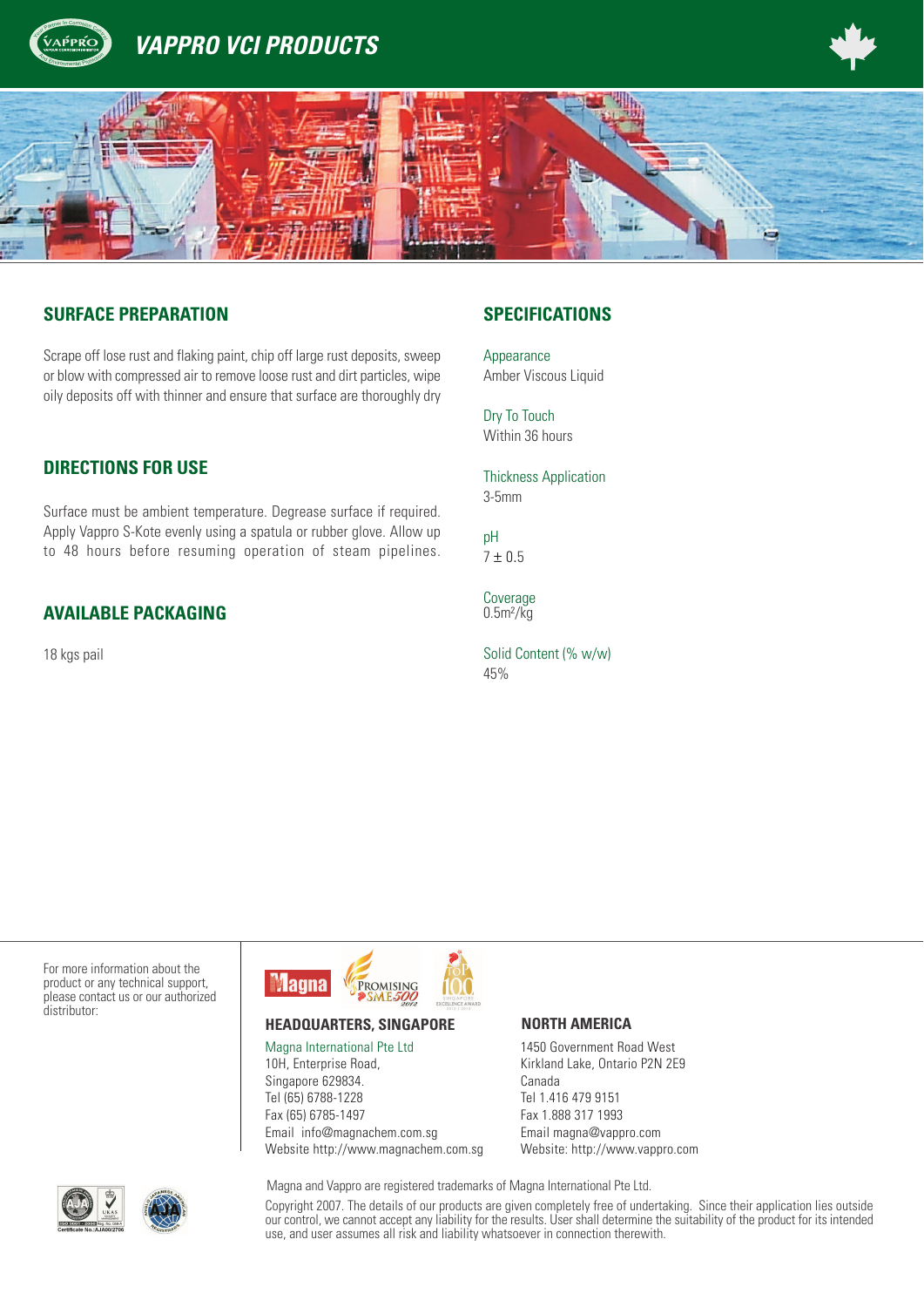## SURFACE PREPARATION

Scrape off lose rust and flaking paint, chip off large rust deposits, sweep or blow with compressed air to remove loose rust and dirt particles, wipe oily deposits off with thinner and ensure that surface are thoroughly dry

## DIRECTIONS FOR USE

Surface must be ambient temperature. Degrease surface if required. Apply Vappro S-Kote evenly using a spatula or rubber glove. Allow up to 48 hours before resuming operation of steam pipelines.

## AVAILABLE PACKAGING

18 kgs pail

## SPECIFICATIONS

Appearance
Amber Viscous Liquid

Dry To Touch
Within 36 hours

Thickness Application
3-5mm

pH
$7 \pm 0.5$

Coverage
$0.5m^2/kg$

Solid Content (% w/w)
45%

For more information about the product or any technical support, please contact us or our authorized distributor:

### HEADQUARTERS, SINGAPORE

Magna International Pte Ltd
10H, Enterprise Road,
Singapore 629834.
Tel (65) 6788-1228
Fax (65) 6785-1497
Email info@magnachem.com.sg
Website http://www.magnachem.com.sg

### NORTH AMERICA

1450 Government Road West
Kirkland Lake, Ontario P2N 2E9
Canada
Tel 1.416 479 9151
Fax 1.888 317 1993
Email magna@vappro.com
Website: http://www.vappro.com

Magna and Vappro are registered trademarks of Magna International Pte Ltd.

Copyright 2007. The details of our products are given completely free of undertaking. Since their application lies outside our control, we cannot accept any liability for the results. User shall determine the suitability of the product for its intended use, and user assumes all risk and liability whatsoever in connection therewith.